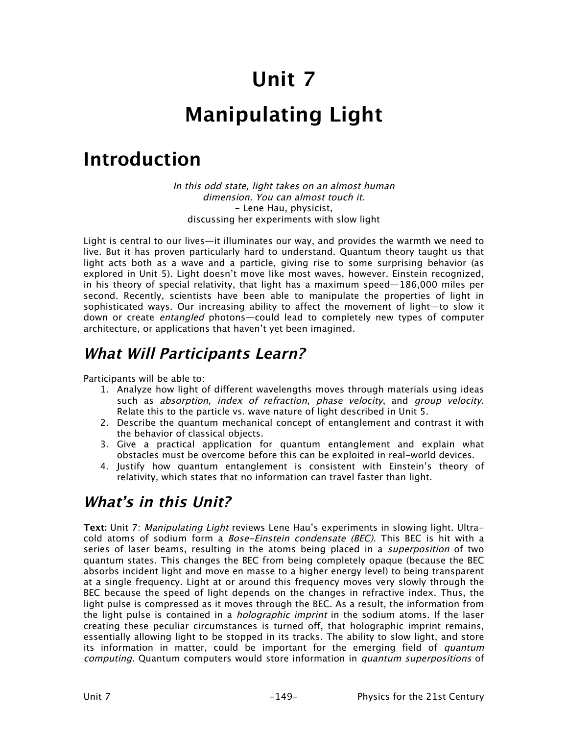# Unit 7

# Manipulating Light

## Introduction

*In this odd state, light takes on an almost human dimension. You can almost touch it.*
- Lene Hau, physicist, discussing her experiments with slow light

Light is central to our lives—it illuminates our way, and provides the warmth we need to live. But it has proven particularly hard to understand. Quantum theory taught us that light acts both as a wave and a particle, giving rise to some surprising behavior (as explored in Unit 5). Light doesn't move like most waves, however. Einstein recognized, in his theory of special relativity, that light has a maximum speed—186,000 miles per second. Recently, scientists have been able to manipulate the properties of light in sophisticated ways. Our increasing ability to affect the movement of light—to slow it down or create *entangled* photons—could lead to completely new types of computer architecture, or applications that haven't yet been imagined.

### *What Will Participants Learn?*

Participants will be able to:

1. Analyze how light of different wavelengths moves through materials using ideas such as *absorption*, *index of refraction*, *phase velocity*, and *group velocity*. Relate this to the particle vs. wave nature of light described in Unit 5.
2. Describe the quantum mechanical concept of entanglement and contrast it with the behavior of classical objects.
3. Give a practical application for quantum entanglement and explain what obstacles must be overcome before this can be exploited in real-world devices.
4. Justify how quantum entanglement is consistent with Einstein's theory of relativity, which states that no information can travel faster than light.

### *What's in this Unit?*

**Text:** Unit 7: *Manipulating Light* reviews Lene Hau's experiments in slowing light. Ultra-cold atoms of sodium form a *Bose-Einstein condensate (BEC)*. This BEC is hit with a series of laser beams, resulting in the atoms being placed in a *superposition* of two quantum states. This changes the BEC from being completely opaque (because the BEC absorbs incident light and move en masse to a higher energy level) to being transparent at a single frequency. Light at or around this frequency moves very slowly through the BEC because the speed of light depends on the changes in refractive index. Thus, the light pulse is compressed as it moves through the BEC. As a result, the information from the light pulse is contained in a *holographic imprint* in the sodium atoms. If the laser creating these peculiar circumstances is turned off, that holographic imprint remains, essentially allowing light to be stopped in its tracks. The ability to slow light, and store its information in matter, could be important for the emerging field of *quantum computing.* Quantum computers would store information in *quantum superpositions* of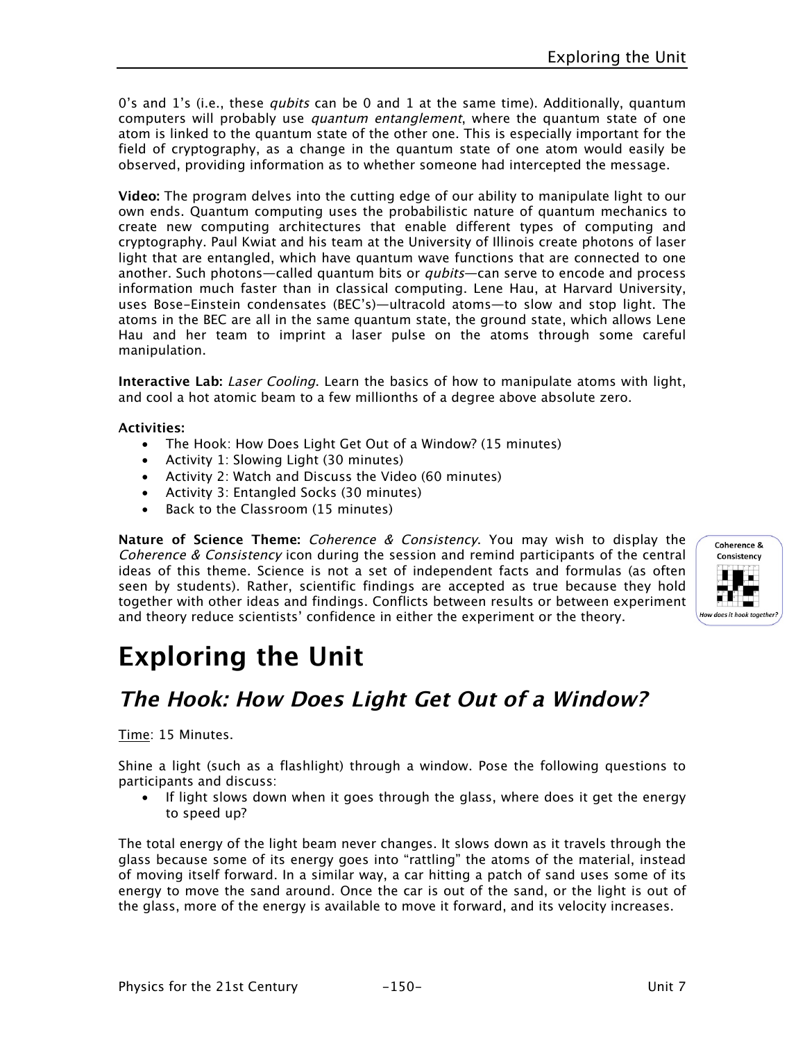0's and 1's (i.e., these *qubits* can be 0 and 1 at the same time). Additionally, quantum computers will probably use *quantum entanglement*, where the quantum state of one atom is linked to the quantum state of the other one. This is especially important for the field of cryptography, as a change in the quantum state of one atom would easily be observed, providing information as to whether someone had intercepted the message.

**Video:** The program delves into the cutting edge of our ability to manipulate light to our own ends. Quantum computing uses the probabilistic nature of quantum mechanics to create new computing architectures that enable different types of computing and cryptography. Paul Kwiat and his team at the University of Illinois create photons of laser light that are entangled, which have quantum wave functions that are connected to one another. Such photons—called quantum bits or *qubits*—can serve to encode and process information much faster than in classical computing. Lene Hau, at Harvard University, uses Bose-Einstein condensates (BEC's)—ultracold atoms—to slow and stop light. The atoms in the BEC are all in the same quantum state, the ground state, which allows Lene Hau and her team to imprint a laser pulse on the atoms through some careful manipulation.

**Interactive Lab:** *Laser Cooling*. Learn the basics of how to manipulate atoms with light, and cool a hot atomic beam to a few millionths of a degree above absolute zero.

**Activities:**

- The Hook: How Does Light Get Out of a Window? (15 minutes)
- Activity 1: Slowing Light (30 minutes)
- Activity 2: Watch and Discuss the Video (60 minutes)
- Activity 3: Entangled Socks (30 minutes)
- Back to the Classroom (15 minutes)

**Nature of Science Theme:** *Coherence & Consistency*. You may wish to display the *Coherence & Consistency* icon during the session and remind participants of the central ideas of this theme. Science is not a set of independent facts and formulas (as often seen by students). Rather, scientific findings are accepted as true because they hold together with other ideas and findings. Conflicts between results or between experiment and theory reduce scientists' confidence in either the experiment or the theory.

Coherence & Consistency

*How does it hook together?*

# Exploring the Unit

## *The Hook: How Does Light Get Out of a Window?*

Time: 15 Minutes.

Shine a light (such as a flashlight) through a window. Pose the following questions to participants and discuss:

- If light slows down when it goes through the glass, where does it get the energy to speed up?

The total energy of the light beam never changes. It slows down as it travels through the glass because some of its energy goes into "rattling" the atoms of the material, instead of moving itself forward. In a similar way, a car hitting a patch of sand uses some of its energy to move the sand around. Once the car is out of the sand, or the light is out of the glass, more of the energy is available to move it forward, and its velocity increases.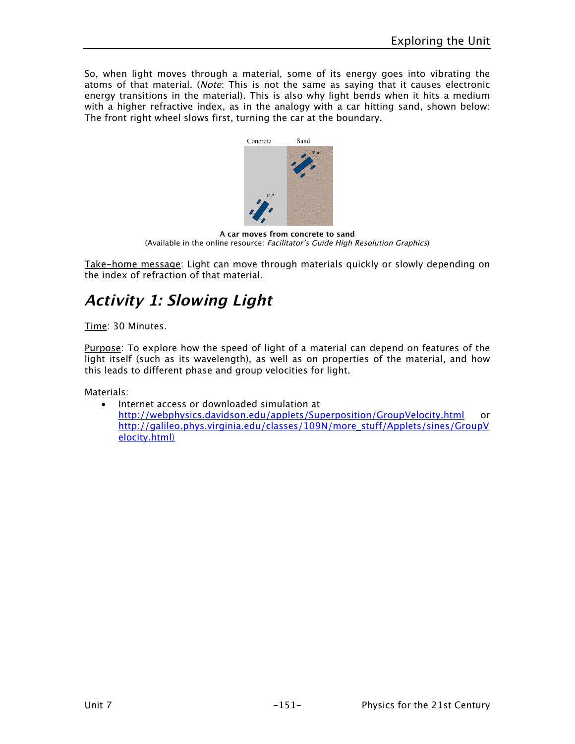So, when light moves through a material, some of its energy goes into vibrating the atoms of that material. (*Note*: This is not the same as saying that it causes electronic energy transitions in the material). This is also why light bends when it hits a medium with a higher refractive index, as in the analogy with a car hitting sand, shown below: The front right wheel slows first, turning the car at the boundary.

**A car moves from concrete to sand**
(Available in the online resource: *Facilitator's Guide High Resolution Graphics*)

Take-home message: Light can move through materials quickly or slowly depending on the index of refraction of that material.

## *Activity 1: Slowing Light*

Time: 30 Minutes.

Purpose: To explore how the speed of light of a material can depend on features of the light itself (such as its wavelength), as well as on properties of the material, and how this leads to different phase and group velocities for light.

Materials:

- Internet access or downloaded simulation at http://webphysics.davidson.edu/applets/Superposition/GroupVelocity.html or http://galileo.phys.virginia.edu/classes/109N/more_stuff/Applets/sines/GroupVelocity.html)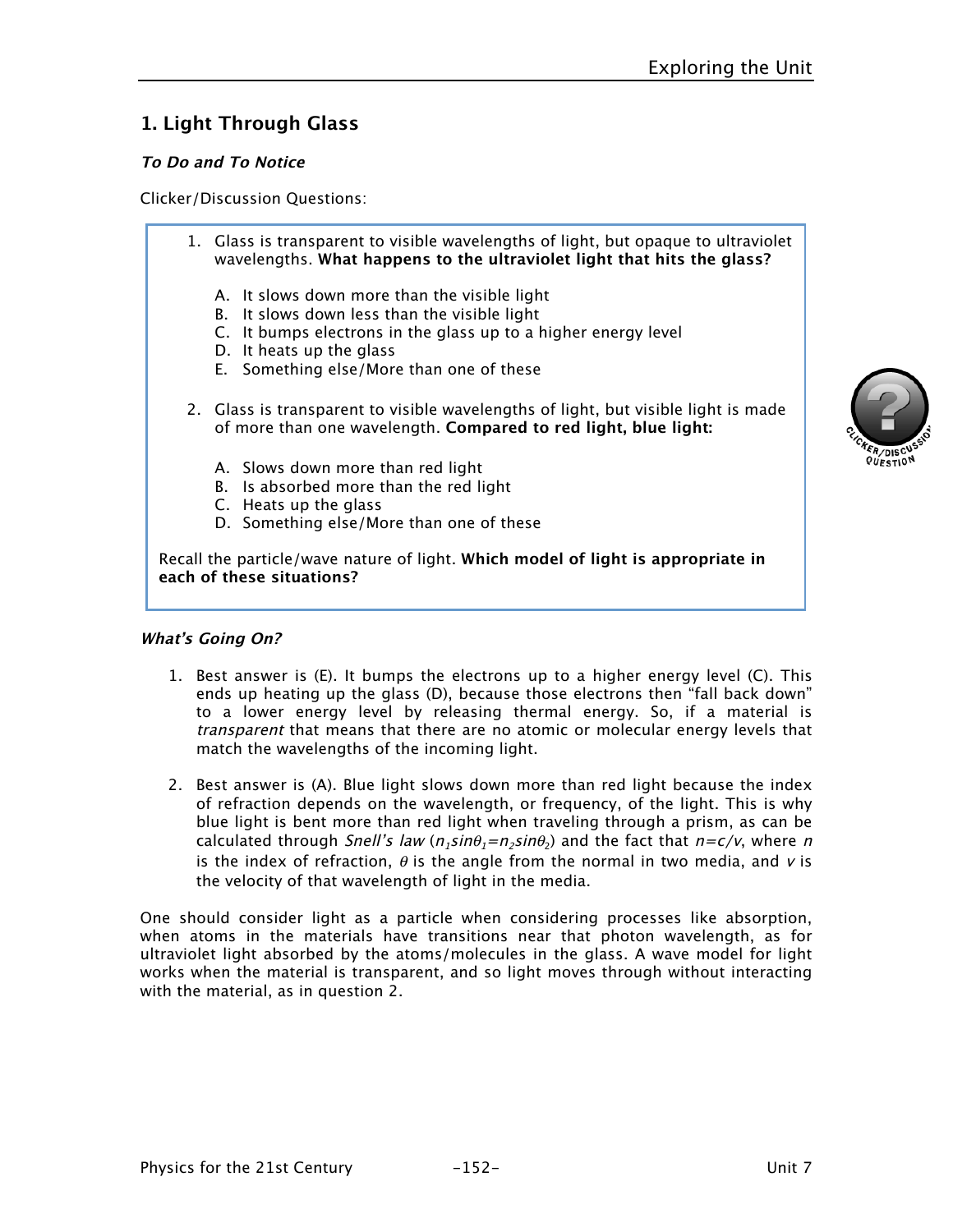## 1. Light Through Glass

### *To Do and To Notice*

Clicker/Discussion Questions:

1. Glass is transparent to visible wavelengths of light, but opaque to ultraviolet wavelengths. **What happens to the ultraviolet light that hits the glass?**

   A. It slows down more than the visible light
   B. It slows down less than the visible light
   C. It bumps electrons in the glass up to a higher energy level
   D. It heats up the glass
   E. Something else/More than one of these

2. Glass is transparent to visible wavelengths of light, but visible light is made of more than one wavelength. **Compared to red light, blue light:**

   A. Slows down more than red light
   B. Is absorbed more than the red light
   C. Heats up the glass
   D. Something else/More than one of these

Recall the particle/wave nature of light. **Which model of light is appropriate in each of these situations?**

### *What's Going On?*

1. Best answer is (E). It bumps the electrons up to a higher energy level (C). This ends up heating up the glass (D), because those electrons then "fall back down" to a lower energy level by releasing thermal energy. So, if a material is *transparent* that means that there are no atomic or molecular energy levels that match the wavelengths of the incoming light.

2. Best answer is (A). Blue light slows down more than red light because the index of refraction depends on the wavelength, or frequency, of the light. This is why blue light is bent more than red light when traveling through a prism, as can be calculated through *Snell's law* ($n_1 \sin\theta_1 = n_2 \sin\theta_2$) and the fact that $n = c/v$, where $n$ is the index of refraction, $\theta$ is the angle from the normal in two media, and $v$ is the velocity of that wavelength of light in the media.

One should consider light as a particle when considering processes like absorption, when atoms in the materials have transitions near that photon wavelength, as for ultraviolet light absorbed by the atoms/molecules in the glass. A wave model for light works when the material is transparent, and so light moves through without interacting with the material, as in question 2.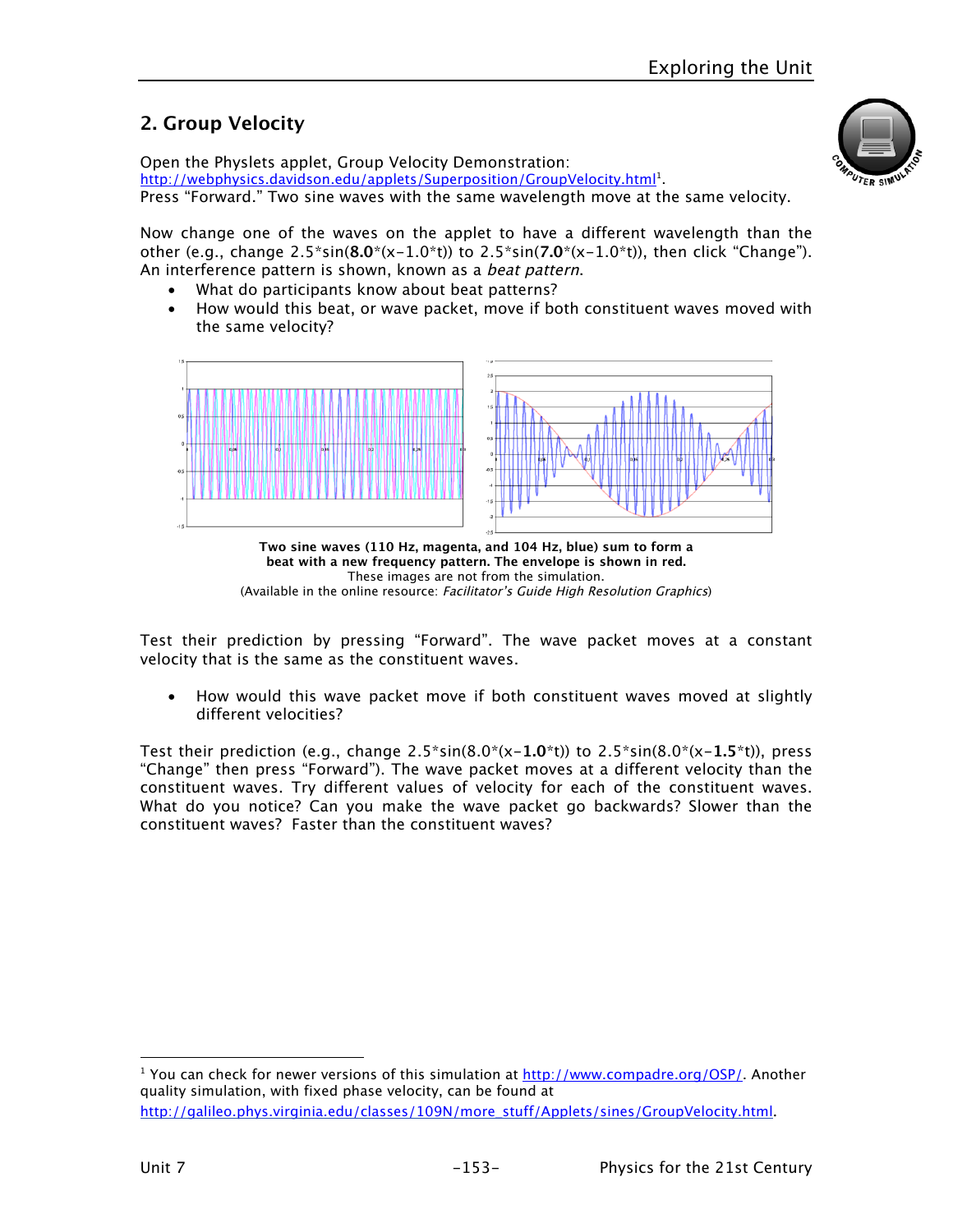## 2. Group Velocity

Open the Physlets applet, Group Velocity Demonstration: http://webphysics.davidson.edu/applets/Superposition/GroupVelocity.html[1].
Press "Forward." Two sine waves with the same wavelength move at the same velocity.

Now change one of the waves on the applet to have a different wavelength than the other (e.g., change 2.5*sin(**8.0***(x-1.0*t)) to 2.5*sin(**7.0***(x-1.0*t)), then click "Change"). An interference pattern is shown, known as a *beat pattern*.

- What do participants know about beat patterns?
- How would this beat, or wave packet, move if both constituent waves moved with the same velocity?

**Two sine waves (110 Hz, magenta, and 104 Hz, blue) sum to form a beat with a new frequency pattern. The envelope is shown in red.**
These images are not from the simulation.
(Available in the online resource: *Facilitator's Guide High Resolution Graphics*)

Test their prediction by pressing "Forward". The wave packet moves at a constant velocity that is the same as the constituent waves.

- How would this wave packet move if both constituent waves moved at slightly different velocities?

Test their prediction (e.g., change 2.5*sin(8.0*(x-**1.0***t)) to 2.5*sin(8.0*(x-**1.5***t)), press "Change" then press "Forward"). The wave packet moves at a different velocity than the constituent waves. Try different values of velocity for each of the constituent waves. What do you notice? Can you make the wave packet go backwards? Slower than the constituent waves? Faster than the constituent waves?

[1] You can check for newer versions of this simulation at http://www.compadre.org/OSP/. Another quality simulation, with fixed phase velocity, can be found at http://galileo.phys.virginia.edu/classes/109N/more_stuff/Applets/sines/GroupVelocity.html.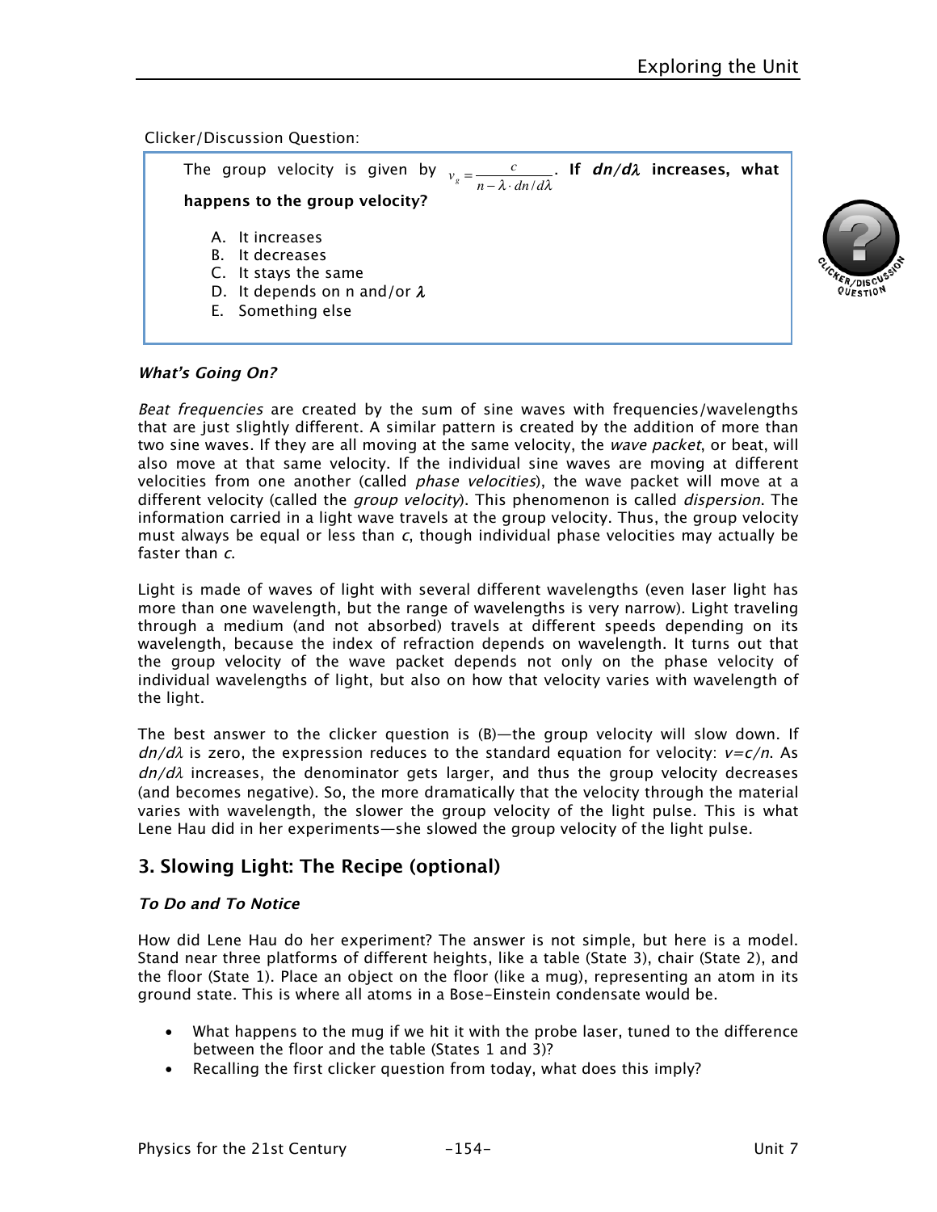Clicker/Discussion Question:

> The group velocity is given by $v_g = \frac{c}{n - \lambda \cdot dn/d\lambda}$. **If $dn/d\lambda$ increases, what happens to the group velocity?**
>
> A. It increases
> B. It decreases
> C. It stays the same
> D. It depends on n and/or $\lambda$
> E. Something else

### *What's Going On?*

*Beat frequencies* are created by the sum of sine waves with frequencies/wavelengths that are just slightly different. A similar pattern is created by the addition of more than two sine waves. If they are all moving at the same velocity, the *wave packet*, or beat, will also move at that same velocity. If the individual sine waves are moving at different velocities from one another (called *phase velocities*), the wave packet will move at a different velocity (called the *group velocity*). This phenomenon is called *dispersion*. The information carried in a light wave travels at the group velocity. Thus, the group velocity must always be equal or less than *c*, though individual phase velocities may actually be faster than *c*.

Light is made of waves of light with several different wavelengths (even laser light has more than one wavelength, but the range of wavelengths is very narrow). Light traveling through a medium (and not absorbed) travels at different speeds depending on its wavelength, because the index of refraction depends on wavelength. It turns out that the group velocity of the wave packet depends not only on the phase velocity of individual wavelengths of light, but also on how that velocity varies with wavelength of the light.

The best answer to the clicker question is (B)—the group velocity will slow down. If $dn/d\lambda$ is zero, the expression reduces to the standard equation for velocity: $v=c/n$. As $dn/d\lambda$ increases, the denominator gets larger, and thus the group velocity decreases (and becomes negative). So, the more dramatically that the velocity through the material varies with wavelength, the slower the group velocity of the light pulse. This is what Lene Hau did in her experiments—she slowed the group velocity of the light pulse.

## 3. Slowing Light: The Recipe (optional)

### *To Do and To Notice*

How did Lene Hau do her experiment? The answer is not simple, but here is a model. Stand near three platforms of different heights, like a table (State 3), chair (State 2), and the floor (State 1). Place an object on the floor (like a mug), representing an atom in its ground state. This is where all atoms in a Bose-Einstein condensate would be.

- What happens to the mug if we hit it with the probe laser, tuned to the difference between the floor and the table (States 1 and 3)?
- Recalling the first clicker question from today, what does this imply?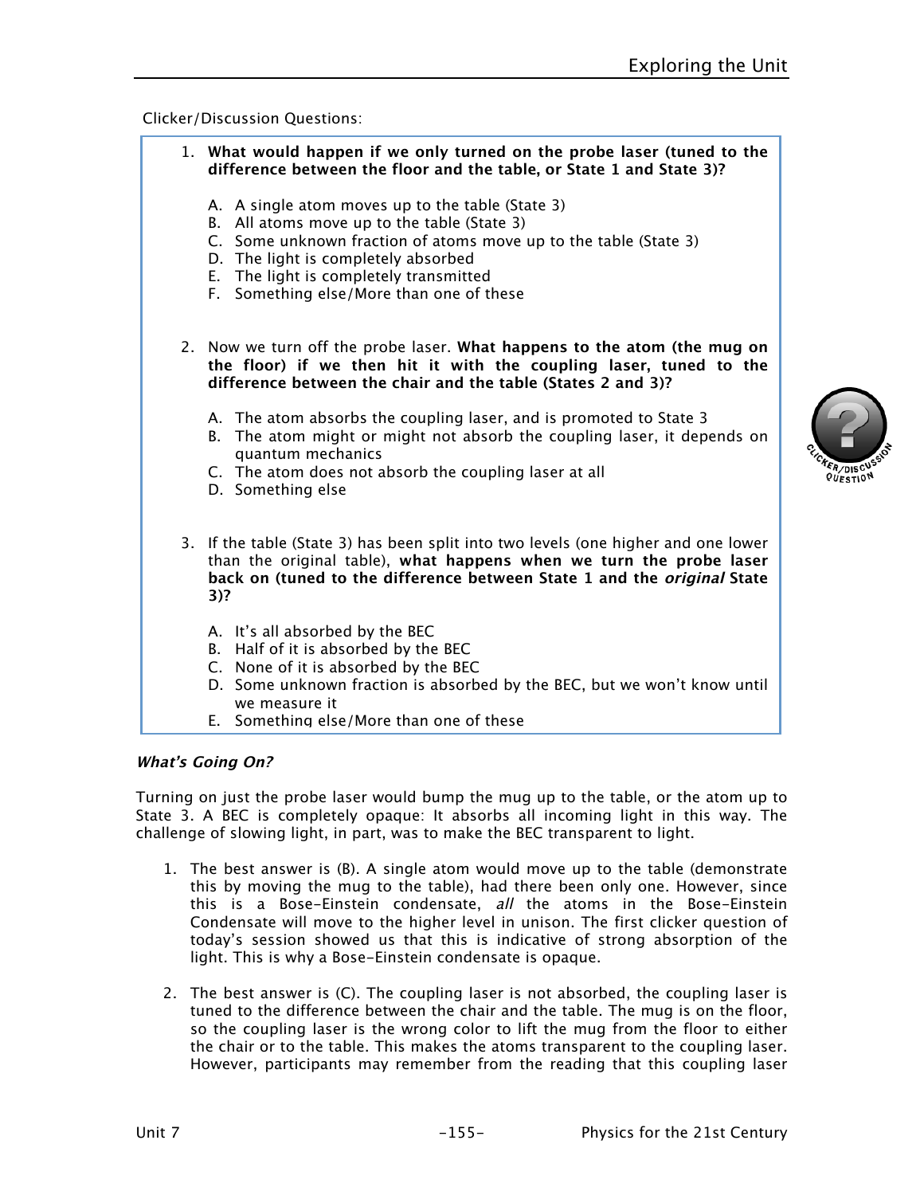Clicker/Discussion Questions:

1. **What would happen if we only turned on the probe laser (tuned to the difference between the floor and the table, or State 1 and State 3)?**

   A. A single atom moves up to the table (State 3)
   B. All atoms move up to the table (State 3)
   C. Some unknown fraction of atoms move up to the table (State 3)
   D. The light is completely absorbed
   E. The light is completely transmitted
   F. Something else/More than one of these

2. Now we turn off the probe laser. **What happens to the atom (the mug on the floor) if we then hit it with the coupling laser, tuned to the difference between the chair and the table (States 2 and 3)?**

   A. The atom absorbs the coupling laser, and is promoted to State 3
   B. The atom might or might not absorb the coupling laser, it depends on quantum mechanics
   C. The atom does not absorb the coupling laser at all
   D. Something else

3. If the table (State 3) has been split into two levels (one higher and one lower than the original table), **what happens when we turn the probe laser back on (tuned to the difference between State 1 and the *original* State 3)?**

   A. It's all absorbed by the BEC
   B. Half of it is absorbed by the BEC
   C. None of it is absorbed by the BEC
   D. Some unknown fraction is absorbed by the BEC, but we won't know until we measure it
   E. Something else/More than one of these

***What's Going On?***

Turning on just the probe laser would bump the mug up to the table, or the atom up to State 3. A BEC is completely opaque: It absorbs all incoming light in this way. The challenge of slowing light, in part, was to make the BEC transparent to light.

1. The best answer is (B). A single atom would move up to the table (demonstrate this by moving the mug to the table), had there been only one. However, since this is a Bose-Einstein condensate, *all* the atoms in the Bose-Einstein Condensate will move to the higher level in unison. The first clicker question of today's session showed us that this is indicative of strong absorption of the light. This is why a Bose-Einstein condensate is opaque.

2. The best answer is (C). The coupling laser is not absorbed, the coupling laser is tuned to the difference between the chair and the table. The mug is on the floor, so the coupling laser is the wrong color to lift the mug from the floor to either the chair or to the table. This makes the atoms transparent to the coupling laser. However, participants may remember from the reading that this coupling laser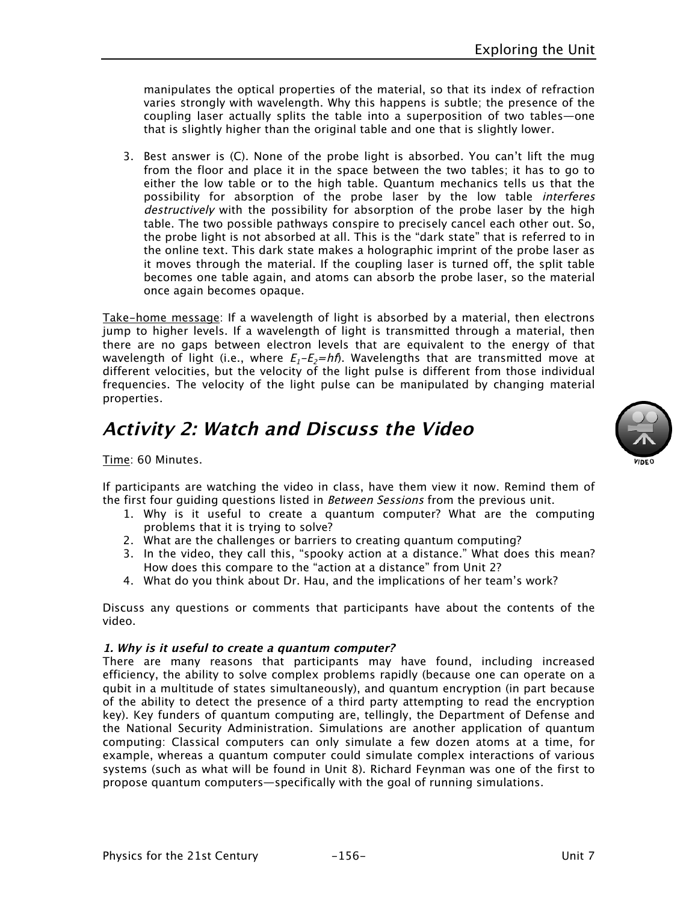manipulates the optical properties of the material, so that its index of refraction varies strongly with wavelength. Why this happens is subtle; the presence of the coupling laser actually splits the table into a superposition of two tables—one that is slightly higher than the original table and one that is slightly lower.

3. Best answer is (C). None of the probe light is absorbed. You can't lift the mug from the floor and place it in the space between the two tables; it has to go to either the low table or to the high table. Quantum mechanics tells us that the possibility for absorption of the probe laser by the low table *interferes destructively* with the possibility for absorption of the probe laser by the high table. The two possible pathways conspire to precisely cancel each other out. So, the probe light is not absorbed at all. This is the "dark state" that is referred to in the online text. This dark state makes a holographic imprint of the probe laser as it moves through the material. If the coupling laser is turned off, the split table becomes one table again, and atoms can absorb the probe laser, so the material once again becomes opaque.

Take-home message: If a wavelength of light is absorbed by a material, then electrons jump to higher levels. If a wavelength of light is transmitted through a material, then there are no gaps between electron levels that are equivalent to the energy of that wavelength of light (i.e., where $E_1 - E_2 = hf$). Wavelengths that are transmitted move at different velocities, but the velocity of the light pulse is different from those individual frequencies. The velocity of the light pulse can be manipulated by changing material properties.

## *Activity 2: Watch and Discuss the Video*

Time: 60 Minutes.

If participants are watching the video in class, have them view it now. Remind them of the first four guiding questions listed in *Between Sessions* from the previous unit.

1. Why is it useful to create a quantum computer? What are the computing problems that it is trying to solve?
2. What are the challenges or barriers to creating quantum computing?
3. In the video, they call this, "spooky action at a distance." What does this mean? How does this compare to the "action at a distance" from Unit 2?
4. What do you think about Dr. Hau, and the implications of her team's work?

Discuss any questions or comments that participants have about the contents of the video.

***1. Why is it useful to create a quantum computer?***

There are many reasons that participants may have found, including increased efficiency, the ability to solve complex problems rapidly (because one can operate on a qubit in a multitude of states simultaneously), and quantum encryption (in part because of the ability to detect the presence of a third party attempting to read the encryption key). Key funders of quantum computing are, tellingly, the Department of Defense and the National Security Administration. Simulations are another application of quantum computing: Classical computers can only simulate a few dozen atoms at a time, for example, whereas a quantum computer could simulate complex interactions of various systems (such as what will be found in Unit 8). Richard Feynman was one of the first to propose quantum computers—specifically with the goal of running simulations.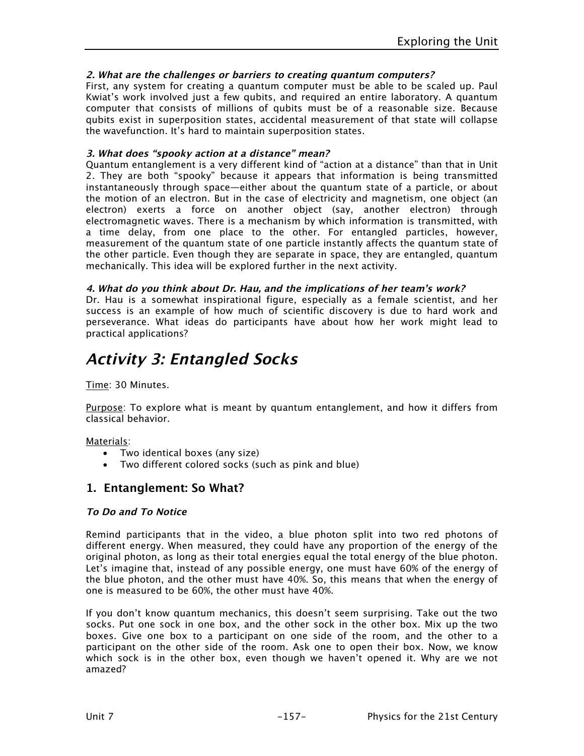#### *2. What are the challenges or barriers to creating quantum computers?*

First, any system for creating a quantum computer must be able to be scaled up. Paul Kwiat's work involved just a few qubits, and required an entire laboratory. A quantum computer that consists of millions of qubits must be of a reasonable size. Because qubits exist in superposition states, accidental measurement of that state will collapse the wavefunction. It's hard to maintain superposition states.

#### *3. What does "spooky action at a distance" mean?*

Quantum entanglement is a very different kind of "action at a distance" than that in Unit 2. They are both "spooky" because it appears that information is being transmitted instantaneously through space—either about the quantum state of a particle, or about the motion of an electron. But in the case of electricity and magnetism, one object (an electron) exerts a force on another object (say, another electron) through electromagnetic waves. There is a mechanism by which information is transmitted, with a time delay, from one place to the other. For entangled particles, however, measurement of the quantum state of one particle instantly affects the quantum state of the other particle. Even though they are separate in space, they are entangled, quantum mechanically. This idea will be explored further in the next activity.

#### *4. What do you think about Dr. Hau, and the implications of her team's work?*

Dr. Hau is a somewhat inspirational figure, especially as a female scientist, and her success is an example of how much of scientific discovery is due to hard work and perseverance. What ideas do participants have about how her work might lead to practical applications?

# *Activity 3: Entangled Socks*

Time: 30 Minutes.

Purpose: To explore what is meant by quantum entanglement, and how it differs from classical behavior.

Materials:

- Two identical boxes (any size)
- Two different colored socks (such as pink and blue)

## 1. Entanglement: So What?

#### *To Do and To Notice*

Remind participants that in the video, a blue photon split into two red photons of different energy. When measured, they could have any proportion of the energy of the original photon, as long as their total energies equal the total energy of the blue photon. Let's imagine that, instead of any possible energy, one must have 60% of the energy of the blue photon, and the other must have 40%. So, this means that when the energy of one is measured to be 60%, the other must have 40%.

If you don't know quantum mechanics, this doesn't seem surprising. Take out the two socks. Put one sock in one box, and the other sock in the other box. Mix up the two boxes. Give one box to a participant on one side of the room, and the other to a participant on the other side of the room. Ask one to open their box. Now, we know which sock is in the other box, even though we haven't opened it. Why are we not amazed?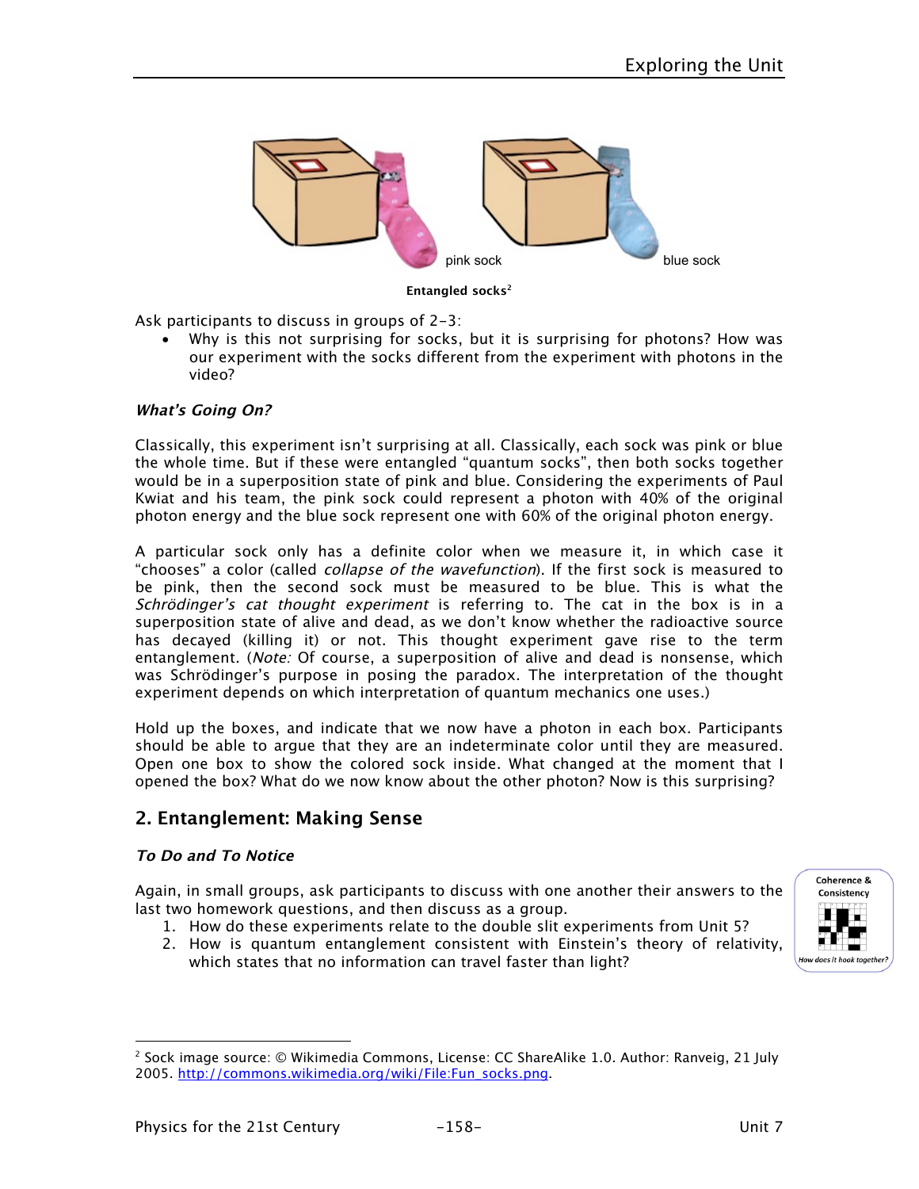pink sock

blue sock

**Entangled socks**[2]

Ask participants to discuss in groups of 2-3:

- Why is this not surprising for socks, but it is surprising for photons? How was our experiment with the socks different from the experiment with photons in the video?

***What's Going On?***

Classically, this experiment isn't surprising at all. Classically, each sock was pink or blue the whole time. But if these were entangled "quantum socks", then both socks together would be in a superposition state of pink and blue. Considering the experiments of Paul Kwiat and his team, the pink sock could represent a photon with 40% of the original photon energy and the blue sock represent one with 60% of the original photon energy.

A particular sock only has a definite color when we measure it, in which case it "chooses" a color (called *collapse of the wavefunction*). If the first sock is measured to be pink, then the second sock must be measured to be blue. This is what the *Schrödinger's cat thought experiment* is referring to. The cat in the box is in a superposition state of alive and dead, as we don't know whether the radioactive source has decayed (killing it) or not. This thought experiment gave rise to the term entanglement. (*Note:* Of course, a superposition of alive and dead is nonsense, which was Schrödinger's purpose in posing the paradox. The interpretation of the thought experiment depends on which interpretation of quantum mechanics one uses.)

Hold up the boxes, and indicate that we now have a photon in each box. Participants should be able to argue that they are an indeterminate color until they are measured. Open one box to show the colored sock inside. What changed at the moment that I opened the box? What do we now know about the other photon? Now is this surprising?

## 2. Entanglement: Making Sense

***To Do and To Notice***

Coherence & Consistency

How does it hook together?

Again, in small groups, ask participants to discuss with one another their answers to the last two homework questions, and then discuss as a group.

1. How do these experiments relate to the double slit experiments from Unit 5?
2. How is quantum entanglement consistent with Einstein's theory of relativity, which states that no information can travel faster than light?

---

[2] Sock image source: © Wikimedia Commons, License: CC ShareAlike 1.0. Author: Ranveig, 21 July 2005. http://commons.wikimedia.org/wiki/File:Fun_socks.png.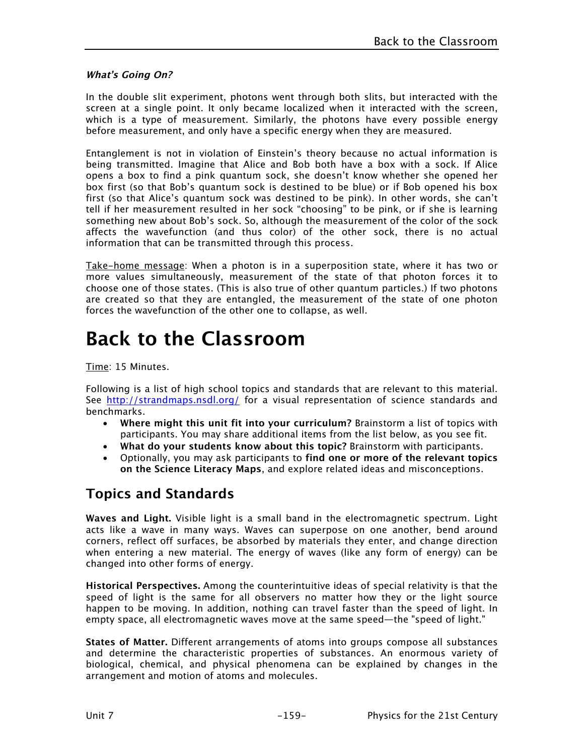### *What's Going On?*

In the double slit experiment, photons went through both slits, but interacted with the screen at a single point. It only became localized when it interacted with the screen, which is a type of measurement. Similarly, the photons have every possible energy before measurement, and only have a specific energy when they are measured.

Entanglement is not in violation of Einstein's theory because no actual information is being transmitted. Imagine that Alice and Bob both have a box with a sock. If Alice opens a box to find a pink quantum sock, she doesn't know whether she opened her box first (so that Bob's quantum sock is destined to be blue) or if Bob opened his box first (so that Alice's quantum sock was destined to be pink). In other words, she can't tell if her measurement resulted in her sock "choosing" to be pink, or if she is learning something new about Bob's sock. So, although the measurement of the color of the sock affects the wavefunction (and thus color) of the other sock, there is no actual information that can be transmitted through this process.

Take-home message: When a photon is in a superposition state, where it has two or more values simultaneously, measurement of the state of that photon forces it to choose one of those states. (This is also true of other quantum particles.) If two photons are created so that they are entangled, the measurement of the state of one photon forces the wavefunction of the other one to collapse, as well.

# Back to the Classroom

Time: 15 Minutes.

Following is a list of high school topics and standards that are relevant to this material. See http://strandmaps.nsdl.org/ for a visual representation of science standards and benchmarks.

- **Where might this unit fit into your curriculum?** Brainstorm a list of topics with participants. You may share additional items from the list below, as you see fit.
- **What do your students know about this topic?** Brainstorm with participants.
- Optionally, you may ask participants to **find one or more of the relevant topics on the Science Literacy Maps**, and explore related ideas and misconceptions.

## Topics and Standards

**Waves and Light.** Visible light is a small band in the electromagnetic spectrum. Light acts like a wave in many ways. Waves can superpose on one another, bend around corners, reflect off surfaces, be absorbed by materials they enter, and change direction when entering a new material. The energy of waves (like any form of energy) can be changed into other forms of energy.

**Historical Perspectives.** Among the counterintuitive ideas of special relativity is that the speed of light is the same for all observers no matter how they or the light source happen to be moving. In addition, nothing can travel faster than the speed of light. In empty space, all electromagnetic waves move at the same speed—the "speed of light."

**States of Matter.** Different arrangements of atoms into groups compose all substances and determine the characteristic properties of substances. An enormous variety of biological, chemical, and physical phenomena can be explained by changes in the arrangement and motion of atoms and molecules.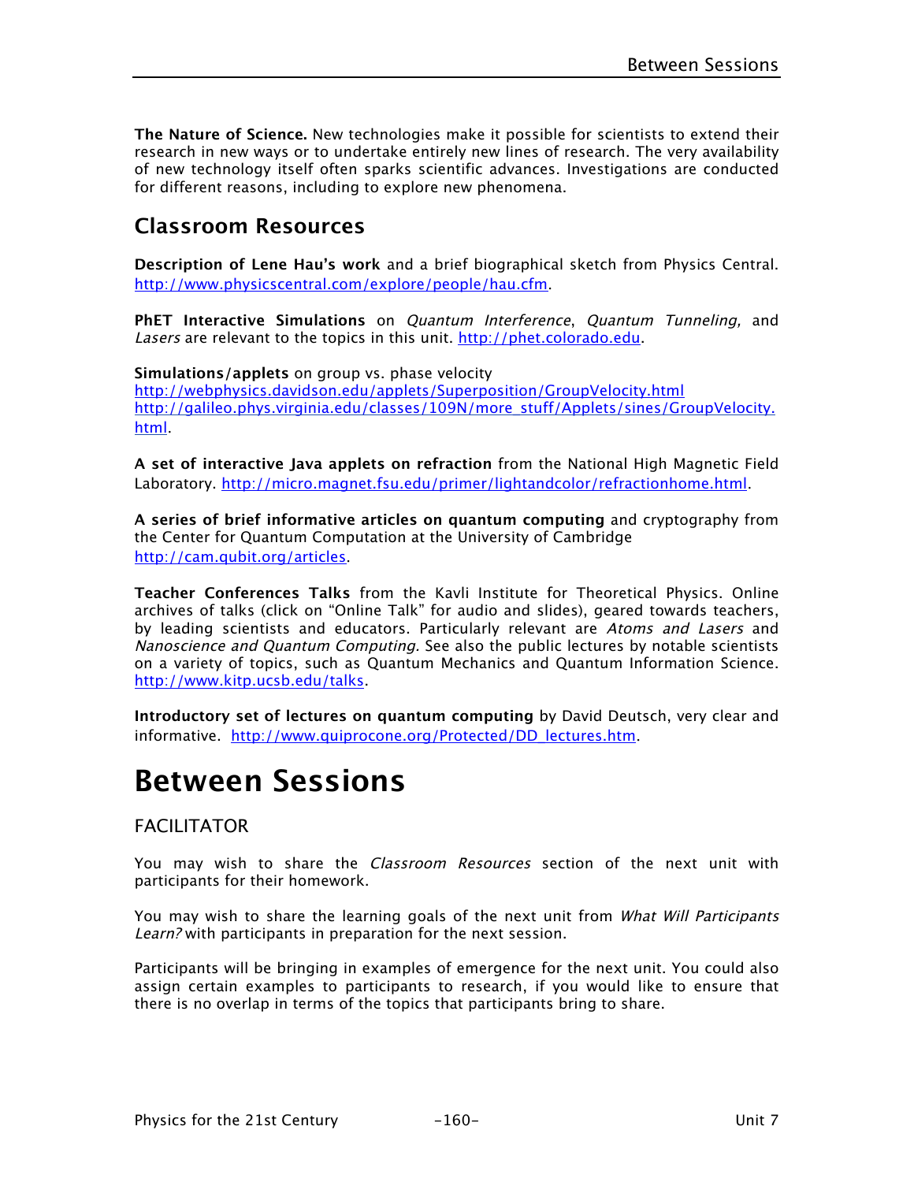**The Nature of Science.** New technologies make it possible for scientists to extend their research in new ways or to undertake entirely new lines of research. The very availability of new technology itself often sparks scientific advances. Investigations are conducted for different reasons, including to explore new phenomena.

## Classroom Resources

**Description of Lene Hau's work** and a brief biographical sketch from Physics Central. http://www.physicscentral.com/explore/people/hau.cfm.

**PhET Interactive Simulations** on *Quantum Interference*, *Quantum Tunneling,* and *Lasers* are relevant to the topics in this unit. http://phet.colorado.edu.

**Simulations/applets** on group vs. phase velocity
http://webphysics.davidson.edu/applets/Superposition/GroupVelocity.html
http://galileo.phys.virginia.edu/classes/109N/more_stuff/Applets/sines/GroupVelocity.html.

**A set of interactive Java applets on refraction** from the National High Magnetic Field Laboratory. http://micro.magnet.fsu.edu/primer/lightandcolor/refractionhome.html.

**A series of brief informative articles on quantum computing** and cryptography from the Center for Quantum Computation at the University of Cambridge
http://cam.qubit.org/articles.

**Teacher Conferences Talks** from the Kavli Institute for Theoretical Physics. Online archives of talks (click on "Online Talk" for audio and slides), geared towards teachers, by leading scientists and educators. Particularly relevant are *Atoms and Lasers* and *Nanoscience and Quantum Computing.* See also the public lectures by notable scientists on a variety of topics, such as Quantum Mechanics and Quantum Information Science. http://www.kitp.ucsb.edu/talks.

**Introductory set of lectures on quantum computing** by David Deutsch, very clear and informative. http://www.quiprocone.org/Protected/DD_lectures.htm.

# Between Sessions

### FACILITATOR

You may wish to share the *Classroom Resources* section of the next unit with participants for their homework.

You may wish to share the learning goals of the next unit from *What Will Participants Learn?* with participants in preparation for the next session.

Participants will be bringing in examples of emergence for the next unit. You could also assign certain examples to participants to research, if you would like to ensure that there is no overlap in terms of the topics that participants bring to share.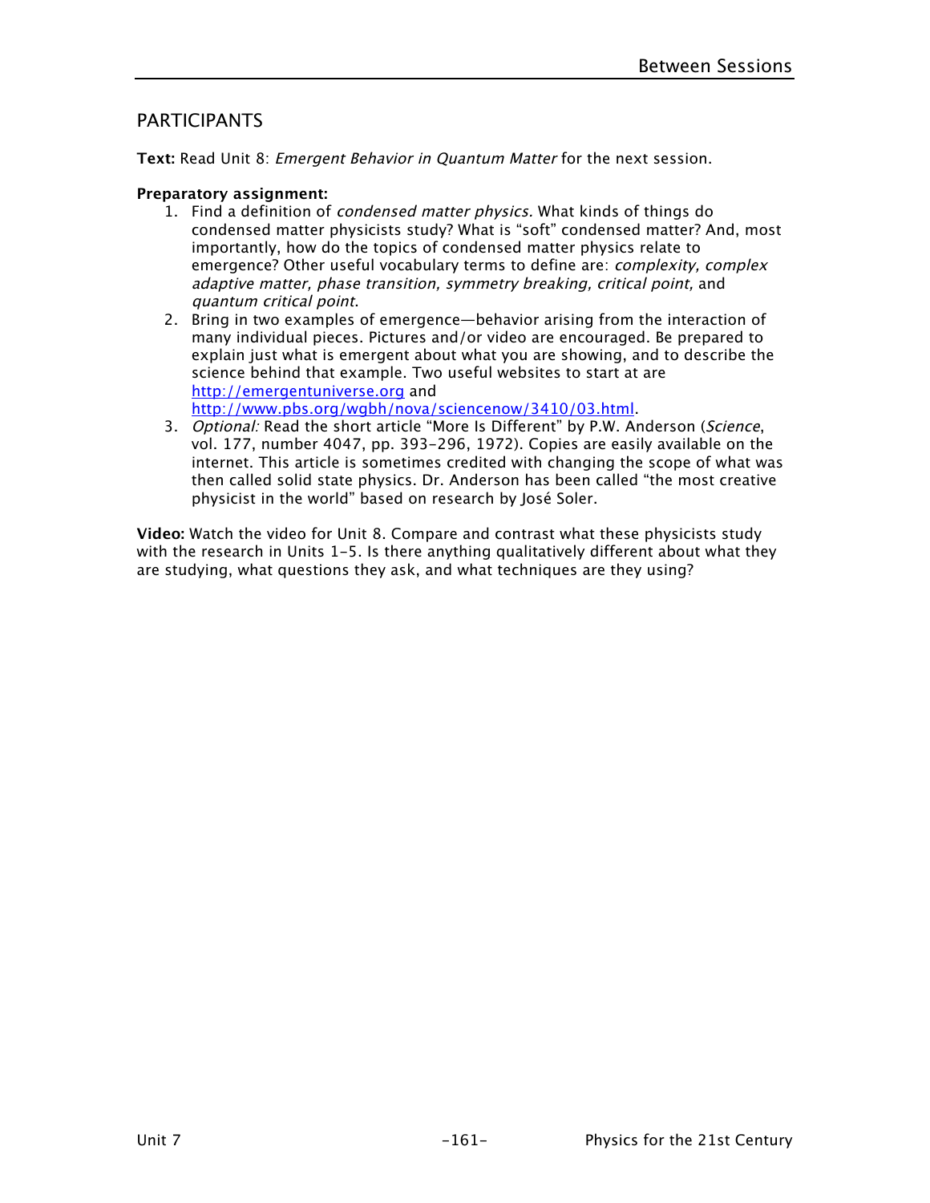## PARTICIPANTS

**Text:** Read Unit 8: *Emergent Behavior in Quantum Matter* for the next session.

**Preparatory assignment:**

1. Find a definition of *condensed matter physics.* What kinds of things do condensed matter physicists study? What is "soft" condensed matter? And, most importantly, how do the topics of condensed matter physics relate to emergence? Other useful vocabulary terms to define are: *complexity, complex adaptive matter, phase transition, symmetry breaking, critical point,* and *quantum critical point*.
2. Bring in two examples of emergence—behavior arising from the interaction of many individual pieces. Pictures and/or video are encouraged. Be prepared to explain just what is emergent about what you are showing, and to describe the science behind that example. Two useful websites to start at are http://emergentuniverse.org and http://www.pbs.org/wgbh/nova/sciencenow/3410/03.html.
3. *Optional:* Read the short article "More Is Different" by P.W. Anderson (*Science*, vol. 177, number 4047, pp. 393-296, 1972). Copies are easily available on the internet. This article is sometimes credited with changing the scope of what was then called solid state physics. Dr. Anderson has been called "the most creative physicist in the world" based on research by José Soler.

**Video:** Watch the video for Unit 8. Compare and contrast what these physicists study with the research in Units 1-5. Is there anything qualitatively different about what they are studying, what questions they ask, and what techniques are they using?